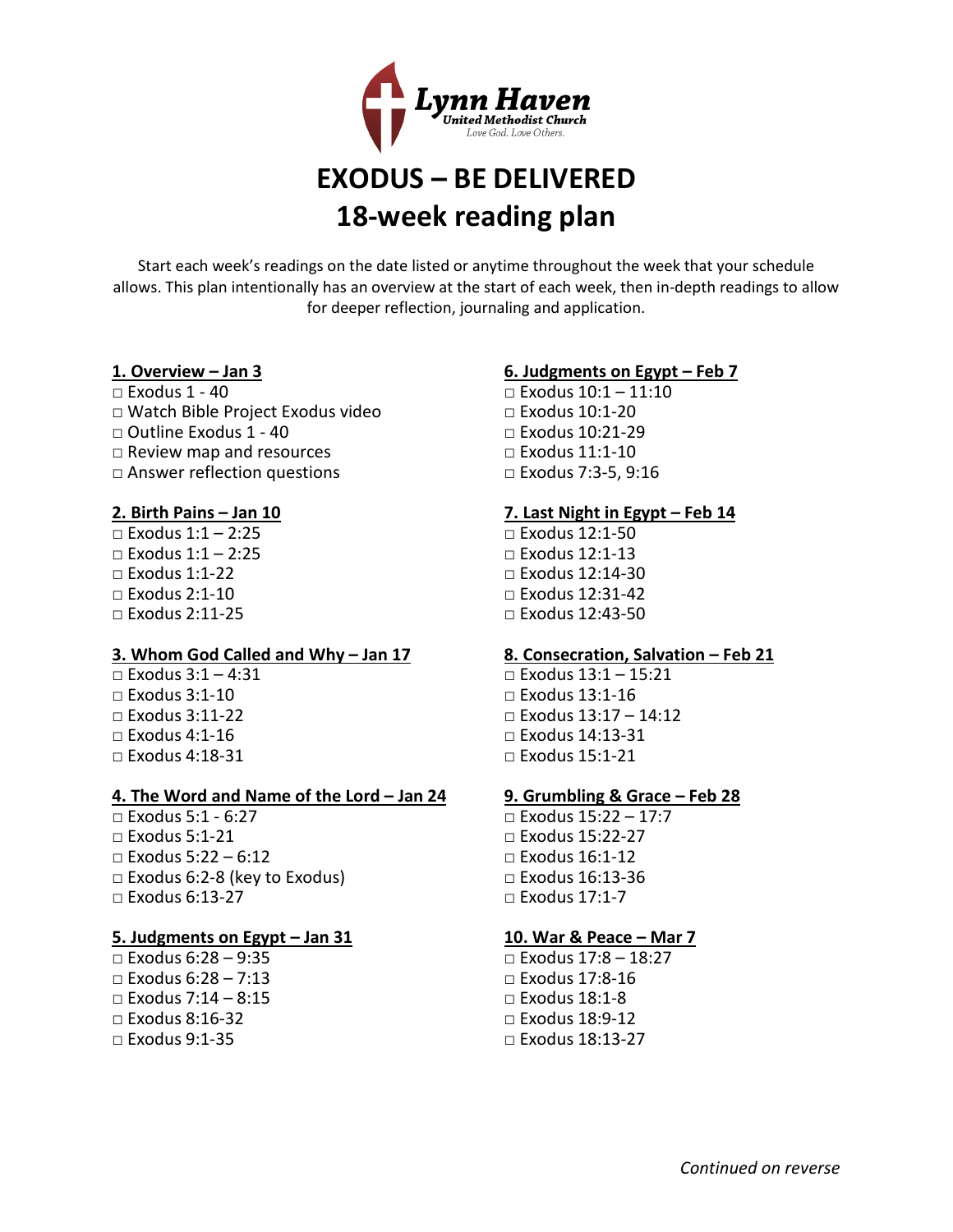Lynn Haven
United Methodist Church
Love God. Love Others.

# EXODUS – BE DELIVERED
# 18-week reading plan

Start each week's readings on the date listed or anytime throughout the week that your schedule allows. This plan intentionally has an overview at the start of each week, then in-depth readings to allow for deeper reflection, journaling and application.

**1. Overview – Jan 3**
- □ Exodus 1 - 40
- □ Watch Bible Project Exodus video
- □ Outline Exodus 1 - 40
- □ Review map and resources
- □ Answer reflection questions

**2. Birth Pains – Jan 10**
- □ Exodus 1:1 – 2:25
- □ Exodus 1:1 – 2:25
- □ Exodus 1:1-22
- □ Exodus 2:1-10
- □ Exodus 2:11-25

**3. Whom God Called and Why – Jan 17**
- □ Exodus 3:1 – 4:31
- □ Exodus 3:1-10
- □ Exodus 3:11-22
- □ Exodus 4:1-16
- □ Exodus 4:18-31

**4. The Word and Name of the Lord – Jan 24**
- □ Exodus 5:1 - 6:27
- □ Exodus 5:1-21
- □ Exodus 5:22 – 6:12
- □ Exodus 6:2-8 (key to Exodus)
- □ Exodus 6:13-27

**5. Judgments on Egypt – Jan 31**
- □ Exodus 6:28 – 9:35
- □ Exodus 6:28 – 7:13
- □ Exodus 7:14 – 8:15
- □ Exodus 8:16-32
- □ Exodus 9:1-35

**6. Judgments on Egypt – Feb 7**
- □ Exodus 10:1 – 11:10
- □ Exodus 10:1-20
- □ Exodus 10:21-29
- □ Exodus 11:1-10
- □ Exodus 7:3-5, 9:16

**7. Last Night in Egypt – Feb 14**
- □ Exodus 12:1-50
- □ Exodus 12:1-13
- □ Exodus 12:14-30
- □ Exodus 12:31-42
- □ Exodus 12:43-50

**8. Consecration, Salvation – Feb 21**
- □ Exodus 13:1 – 15:21
- □ Exodus 13:1-16
- □ Exodus 13:17 – 14:12
- □ Exodus 14:13-31
- □ Exodus 15:1-21

**9. Grumbling & Grace – Feb 28**
- □ Exodus 15:22 – 17:7
- □ Exodus 15:22-27
- □ Exodus 16:1-12
- □ Exodus 16:13-36
- □ Exodus 17:1-7

**10. War & Peace – Mar 7**
- □ Exodus 17:8 – 18:27
- □ Exodus 17:8-16
- □ Exodus 18:1-8
- □ Exodus 18:9-12
- □ Exodus 18:13-27

*Continued on reverse*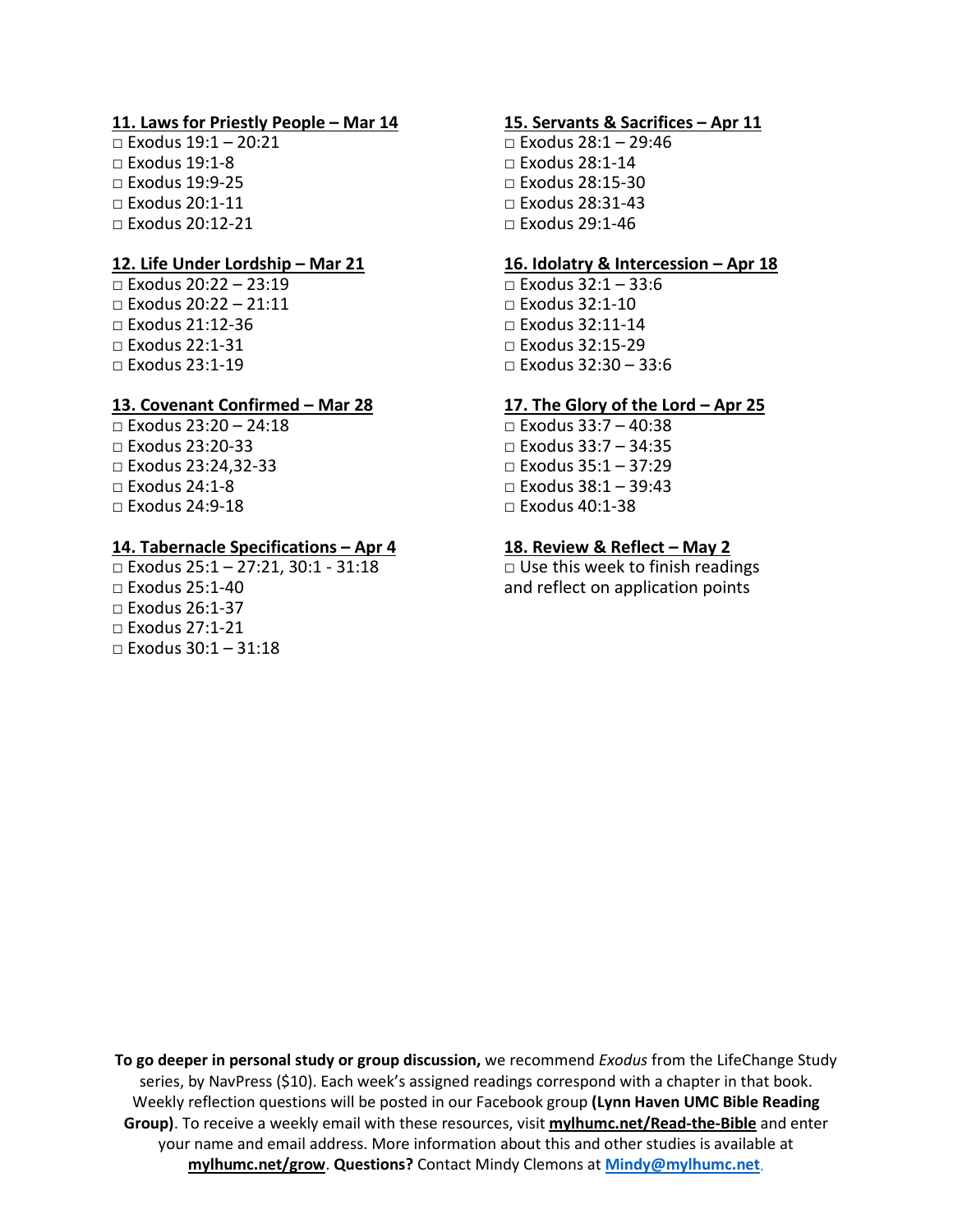**11. Laws for Priestly People – Mar 14**

□ Exodus 19:1 – 20:21
□ Exodus 19:1-8
□ Exodus 19:9-25
□ Exodus 20:1-11
□ Exodus 20:12-21

**12. Life Under Lordship – Mar 21**

□ Exodus 20:22 – 23:19
□ Exodus 20:22 – 21:11
□ Exodus 21:12-36
□ Exodus 22:1-31
□ Exodus 23:1-19

**13. Covenant Confirmed – Mar 28**

□ Exodus 23:20 – 24:18
□ Exodus 23:20-33
□ Exodus 23:24,32-33
□ Exodus 24:1-8
□ Exodus 24:9-18

**14. Tabernacle Specifications – Apr 4**

□ Exodus 25:1 – 27:21, 30:1 - 31:18
□ Exodus 25:1-40
□ Exodus 26:1-37
□ Exodus 27:1-21
□ Exodus 30:1 – 31:18

**15. Servants & Sacrifices – Apr 11**

□ Exodus 28:1 – 29:46
□ Exodus 28:1-14
□ Exodus 28:15-30
□ Exodus 28:31-43
□ Exodus 29:1-46

**16. Idolatry & Intercession – Apr 18**

□ Exodus 32:1 – 33:6
□ Exodus 32:1-10
□ Exodus 32:11-14
□ Exodus 32:15-29
□ Exodus 32:30 – 33:6

**17. The Glory of the Lord – Apr 25**

□ Exodus 33:7 – 40:38
□ Exodus 33:7 – 34:35
□ Exodus 35:1 – 37:29
□ Exodus 38:1 – 39:43
□ Exodus 40:1-38

**18. Review & Reflect – May 2**

□ Use this week to finish readings and reflect on application points

**To go deeper in personal study or group discussion,** we recommend *Exodus* from the LifeChange Study series, by NavPress ($10). Each week's assigned readings correspond with a chapter in that book. Weekly reflection questions will be posted in our Facebook group **(Lynn Haven UMC Bible Reading Group)**. To receive a weekly email with these resources, visit **mylhumc.net/Read-the-Bible** and enter your name and email address. More information about this and other studies is available at **mylhumc.net/grow**. **Questions?** Contact Mindy Clemons at **Mindy@mylhumc.net**.